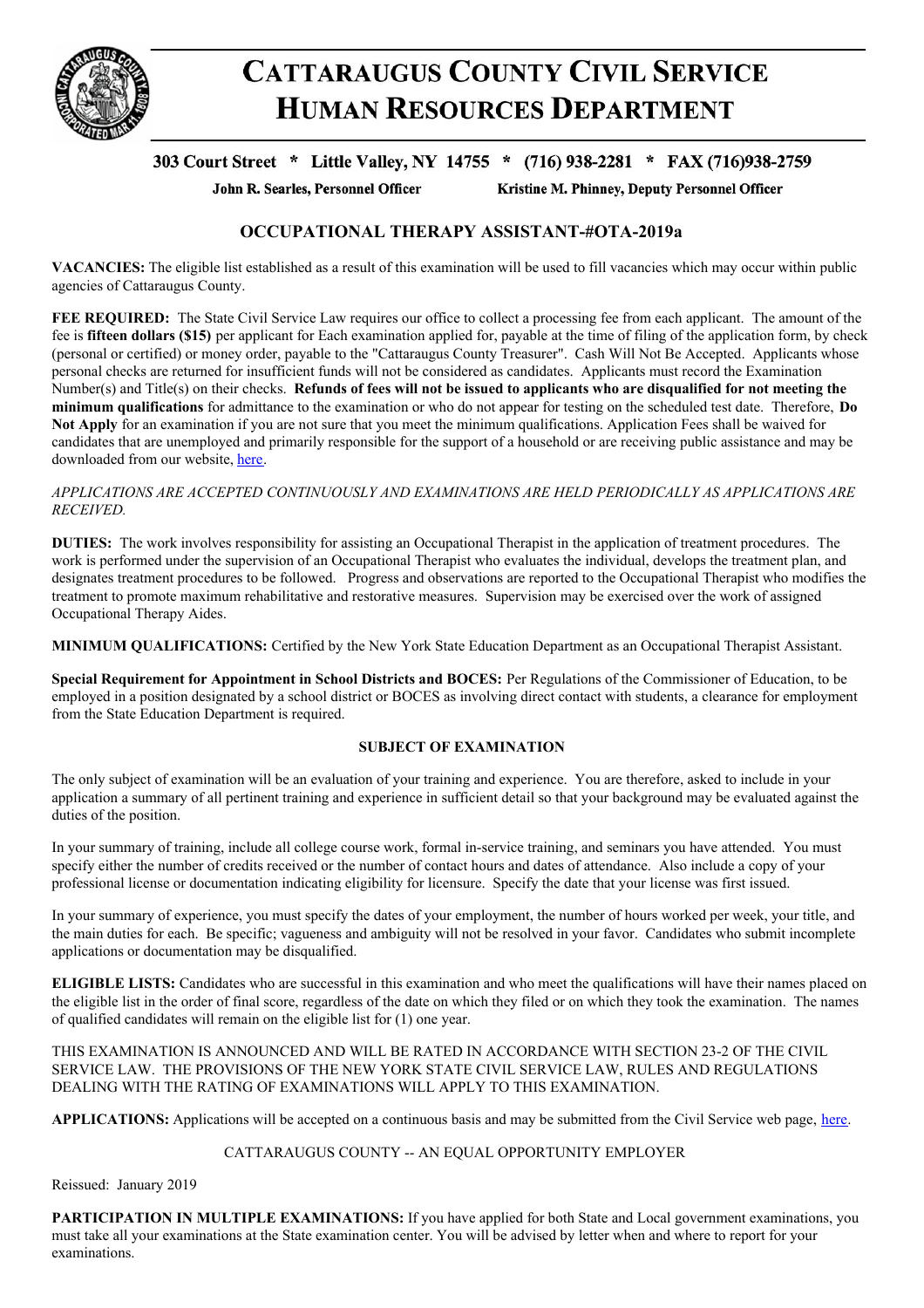# CATTARAUGUS COUNTY CIVIL SERVICE HUMAN RESOURCES DEPARTMENT

**303 Court Street * Little Valley, NY 14755 * (716) 938-2281 * FAX (716)938-2759**

**John R. Searles, Personnel Officer** **Kristine M. Phinney, Deputy Personnel Officer**

## OCCUPATIONAL THERAPY ASSISTANT-#OTA-2019a

**VACANCIES:** The eligible list established as a result of this examination will be used to fill vacancies which may occur within public agencies of Cattaraugus County.

**FEE REQUIRED:** The State Civil Service Law requires our office to collect a processing fee from each applicant. The amount of the fee is **fifteen dollars ($15)** per applicant for Each examination applied for, payable at the time of filing of the application form, by check (personal or certified) or money order, payable to the "Cattaraugus County Treasurer". Cash Will Not Be Accepted. Applicants whose personal checks are returned for insufficient funds will not be considered as candidates. Applicants must record the Examination Number(s) and Title(s) on their checks. **Refunds of fees will not be issued to applicants who are disqualified for not meeting the minimum qualifications** for admittance to the examination or who do not appear for testing on the scheduled test date. Therefore, **Do Not Apply** for an examination if you are not sure that you meet the minimum qualifications. Application Fees shall be waived for candidates that are unemployed and primarily responsible for the support of a household or are receiving public assistance and may be downloaded from our website, here.

*APPLICATIONS ARE ACCEPTED CONTINUOUSLY AND EXAMINATIONS ARE HELD PERIODICALLY AS APPLICATIONS ARE RECEIVED.*

**DUTIES:** The work involves responsibility for assisting an Occupational Therapist in the application of treatment procedures. The work is performed under the supervision of an Occupational Therapist who evaluates the individual, develops the treatment plan, and designates treatment procedures to be followed. Progress and observations are reported to the Occupational Therapist who modifies the treatment to promote maximum rehabilitative and restorative measures. Supervision may be exercised over the work of assigned Occupational Therapy Aides.

**MINIMUM QUALIFICATIONS:** Certified by the New York State Education Department as an Occupational Therapist Assistant.

**Special Requirement for Appointment in School Districts and BOCES:** Per Regulations of the Commissioner of Education, to be employed in a position designated by a school district or BOCES as involving direct contact with students, a clearance for employment from the State Education Department is required.

**SUBJECT OF EXAMINATION**

The only subject of examination will be an evaluation of your training and experience. You are therefore, asked to include in your application a summary of all pertinent training and experience in sufficient detail so that your background may be evaluated against the duties of the position.

In your summary of training, include all college course work, formal in-service training, and seminars you have attended. You must specify either the number of credits received or the number of contact hours and dates of attendance. Also include a copy of your professional license or documentation indicating eligibility for licensure. Specify the date that your license was first issued.

In your summary of experience, you must specify the dates of your employment, the number of hours worked per week, your title, and the main duties for each. Be specific; vagueness and ambiguity will not be resolved in your favor. Candidates who submit incomplete applications or documentation may be disqualified.

**ELIGIBLE LISTS:** Candidates who are successful in this examination and who meet the qualifications will have their names placed on the eligible list in the order of final score, regardless of the date on which they filed or on which they took the examination. The names of qualified candidates will remain on the eligible list for (1) one year.

THIS EXAMINATION IS ANNOUNCED AND WILL BE RATED IN ACCORDANCE WITH SECTION 23-2 OF THE CIVIL SERVICE LAW. THE PROVISIONS OF THE NEW YORK STATE CIVIL SERVICE LAW, RULES AND REGULATIONS DEALING WITH THE RATING OF EXAMINATIONS WILL APPLY TO THIS EXAMINATION.

**APPLICATIONS:** Applications will be accepted on a continuous basis and may be submitted from the Civil Service web page, here.

CATTARAUGUS COUNTY -- AN EQUAL OPPORTUNITY EMPLOYER

Reissued: January 2019

**PARTICIPATION IN MULTIPLE EXAMINATIONS:** If you have applied for both State and Local government examinations, you must take all your examinations at the State examination center. You will be advised by letter when and where to report for your examinations.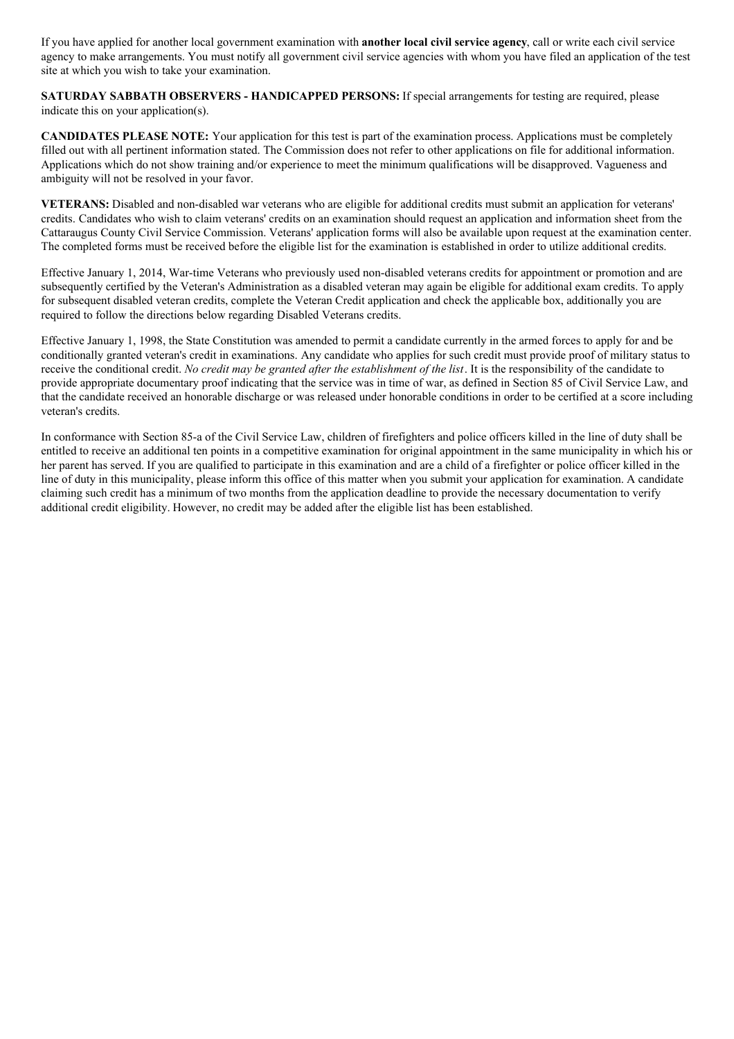If you have applied for another local government examination with **another local civil service agency**, call or write each civil service agency to make arrangements. You must notify all government civil service agencies with whom you have filed an application of the test site at which you wish to take your examination.

**SATURDAY SABBATH OBSERVERS - HANDICAPPED PERSONS:** If special arrangements for testing are required, please indicate this on your application(s).

**CANDIDATES PLEASE NOTE:** Your application for this test is part of the examination process. Applications must be completely filled out with all pertinent information stated. The Commission does not refer to other applications on file for additional information. Applications which do not show training and/or experience to meet the minimum qualifications will be disapproved. Vagueness and ambiguity will not be resolved in your favor.

**VETERANS:** Disabled and non-disabled war veterans who are eligible for additional credits must submit an application for veterans' credits. Candidates who wish to claim veterans' credits on an examination should request an application and information sheet from the Cattaraugus County Civil Service Commission. Veterans' application forms will also be available upon request at the examination center. The completed forms must be received before the eligible list for the examination is established in order to utilize additional credits.

Effective January 1, 2014, War-time Veterans who previously used non-disabled veterans credits for appointment or promotion and are subsequently certified by the Veteran's Administration as a disabled veteran may again be eligible for additional exam credits. To apply for subsequent disabled veteran credits, complete the Veteran Credit application and check the applicable box, additionally you are required to follow the directions below regarding Disabled Veterans credits.

Effective January 1, 1998, the State Constitution was amended to permit a candidate currently in the armed forces to apply for and be conditionally granted veteran's credit in examinations. Any candidate who applies for such credit must provide proof of military status to receive the conditional credit. *No credit may be granted after the establishment of the list*. It is the responsibility of the candidate to provide appropriate documentary proof indicating that the service was in time of war, as defined in Section 85 of Civil Service Law, and that the candidate received an honorable discharge or was released under honorable conditions in order to be certified at a score including veteran's credits.

In conformance with Section 85-a of the Civil Service Law, children of firefighters and police officers killed in the line of duty shall be entitled to receive an additional ten points in a competitive examination for original appointment in the same municipality in which his or her parent has served. If you are qualified to participate in this examination and are a child of a firefighter or police officer killed in the line of duty in this municipality, please inform this office of this matter when you submit your application for examination. A candidate claiming such credit has a minimum of two months from the application deadline to provide the necessary documentation to verify additional credit eligibility. However, no credit may be added after the eligible list has been established.